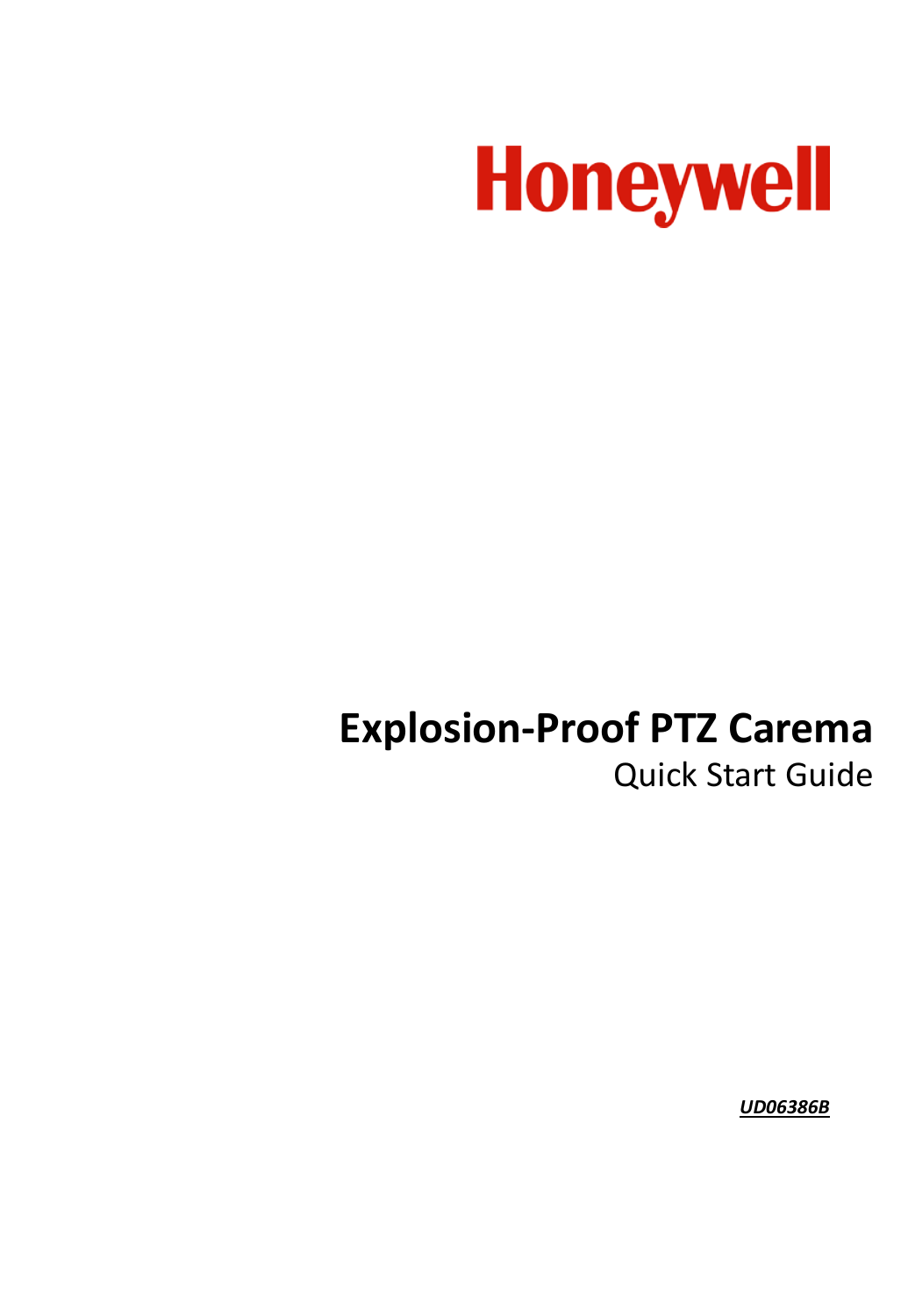Honeywell

# Explosion-Proof PTZ Carema

Quick Start Guide

***UD06386B***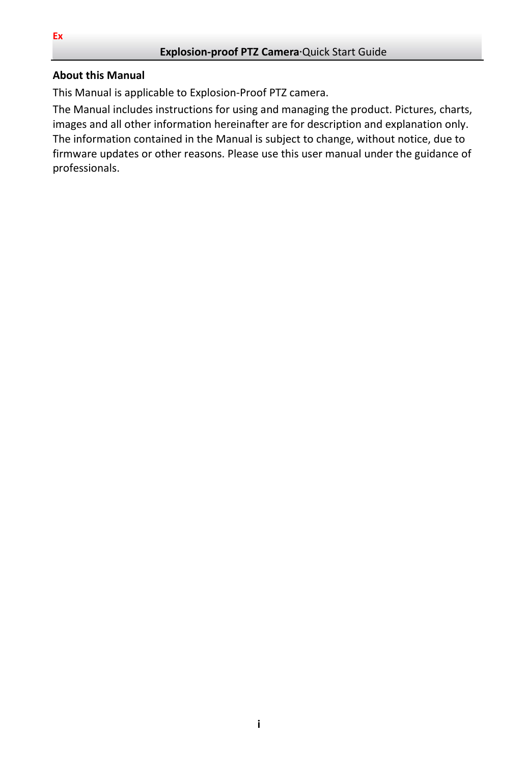## About this Manual

This Manual is applicable to Explosion-Proof PTZ camera.

The Manual includes instructions for using and managing the product. Pictures, charts, images and all other information hereinafter are for description and explanation only. The information contained in the Manual is subject to change, without notice, due to firmware updates or other reasons. Please use this user manual under the guidance of professionals.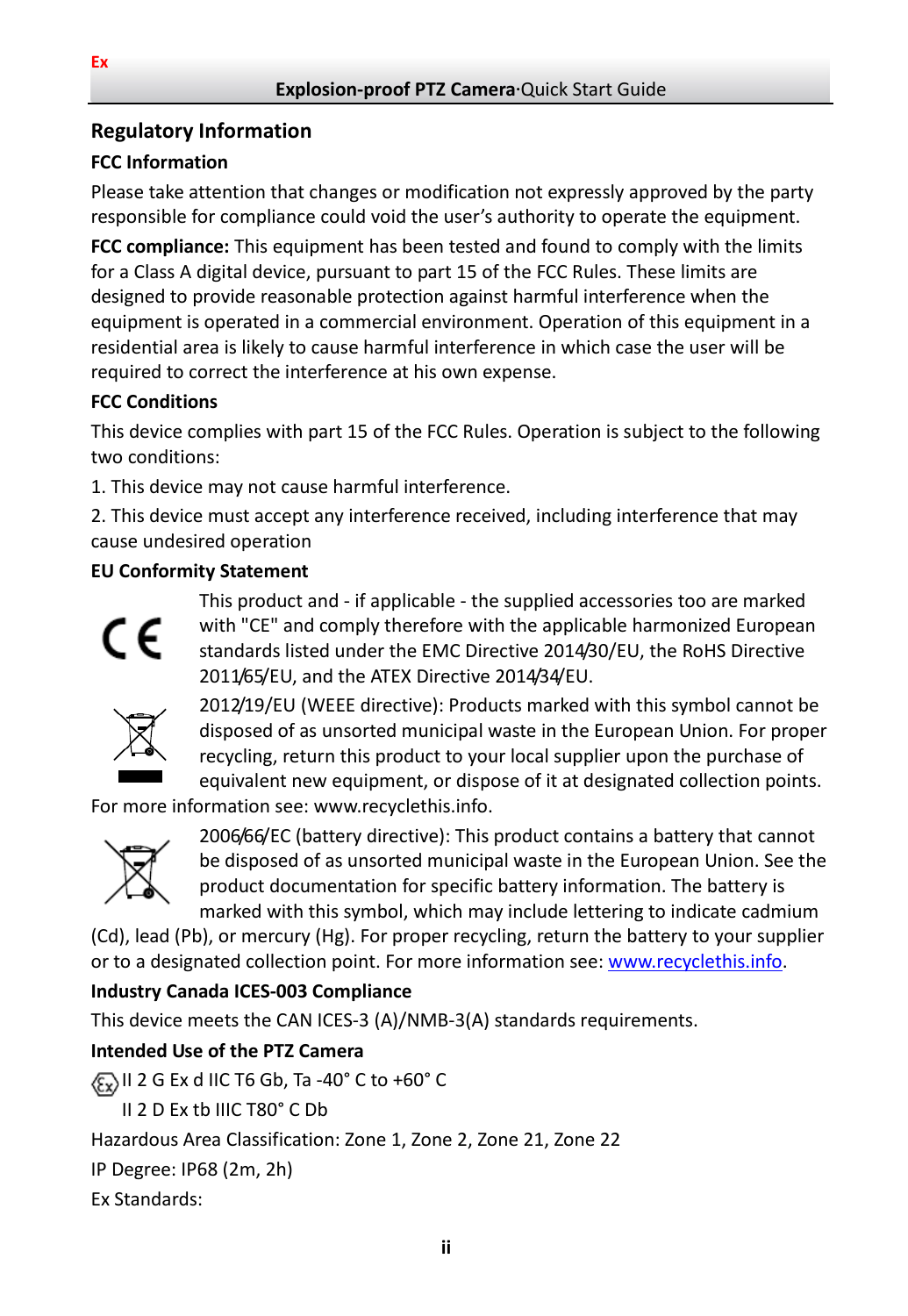## Regulatory Information

### FCC Information

Please take attention that changes or modification not expressly approved by the party responsible for compliance could void the user's authority to operate the equipment.

**FCC compliance:** This equipment has been tested and found to comply with the limits for a Class A digital device, pursuant to part 15 of the FCC Rules. These limits are designed to provide reasonable protection against harmful interference when the equipment is operated in a commercial environment. Operation of this equipment in a residential area is likely to cause harmful interference in which case the user will be required to correct the interference at his own expense.

### FCC Conditions

This device complies with part 15 of the FCC Rules. Operation is subject to the following two conditions:

1. This device may not cause harmful interference.

2. This device must accept any interference received, including interference that may cause undesired operation

### EU Conformity Statement

This product and - if applicable - the supplied accessories too are marked with "CE" and comply therefore with the applicable harmonized European standards listed under the EMC Directive 2014/30/EU, the RoHS Directive 2011/65/EU, and the ATEX Directive 2014/34/EU.

2012/19/EU (WEEE directive): Products marked with this symbol cannot be disposed of as unsorted municipal waste in the European Union. For proper recycling, return this product to your local supplier upon the purchase of equivalent new equipment, or dispose of it at designated collection points. For more information see: www.recyclethis.info.

2006/66/EC (battery directive): This product contains a battery that cannot be disposed of as unsorted municipal waste in the European Union. See the product documentation for specific battery information. The battery is marked with this symbol, which may include lettering to indicate cadmium (Cd), lead (Pb), or mercury (Hg). For proper recycling, return the battery to your supplier or to a designated collection point. For more information see: www.recyclethis.info.

### Industry Canada ICES-003 Compliance

This device meets the CAN ICES-3 (A)/NMB-3(A) standards requirements.

### Intended Use of the PTZ Camera

Ex II 2 G Ex d IIC T6 Gb, Ta -40° C to +60° C

II 2 D Ex tb IIIC T80° C Db

Hazardous Area Classification: Zone 1, Zone 2, Zone 21, Zone 22

IP Degree: IP68 (2m, 2h)

Ex Standards: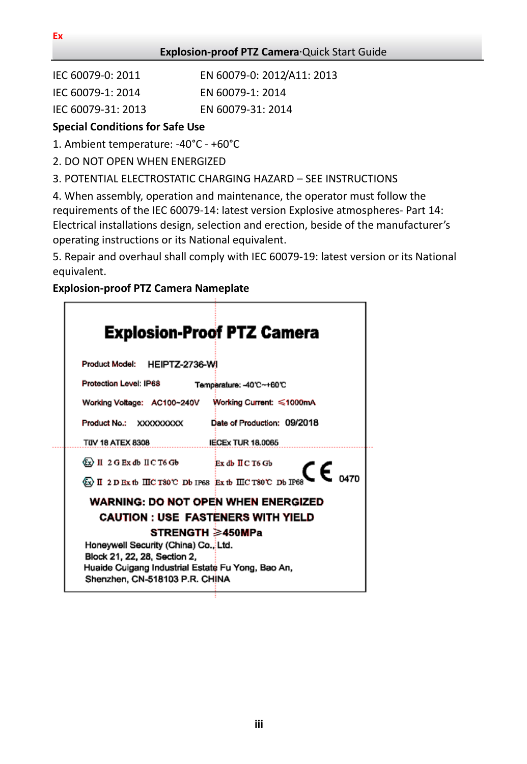| | |
|---|---|
| IEC 60079-0: 2011 | EN 60079-0: 2012/A11: 2013 |
| IEC 60079-1: 2014 | EN 60079-1: 2014 |
| IEC 60079-31: 2013 | EN 60079-31: 2014 |

**Special Conditions for Safe Use**

1. Ambient temperature: -40°C - +60°C
2. DO NOT OPEN WHEN ENERGIZED
3. POTENTIAL ELECTROSTATIC CHARGING HAZARD – SEE INSTRUCTIONS
4. When assembly, operation and maintenance, the operator must follow the requirements of the IEC 60079-14: latest version Explosive atmospheres- Part 14: Electrical installations design, selection and erection, beside of the manufacturer's operating instructions or its National equivalent.
5. Repair and overhaul shall comply with IEC 60079-19: latest version or its National equivalent.

**Explosion-proof PTZ Camera Nameplate**

**Explosion-Proof PTZ Camera**

Product Model: HEIPTZ-2736-WI

Protection Level: IP68 Temperature: -40℃~+60℃

Working Voltage: AC100~240V Working Current: ≤1000mA

Product No.: XXXXXXXXX Date of Production: 09/2018

TÜV 18 ATEX 8308 IECEx TUR 18.0065

Ⓔx II 2 G Ex db IIC T6 Gb Ex db IIC T6 Gb

Ⓔx II 2 D Ex tb IIIC T80℃ Db IP68 Ex tb IIIC T80℃ Db IP68 CE 0470

**WARNING: DO NOT OPEN WHEN ENERGIZED**

**CAUTION : USE FASTENERS WITH YIELD STRENGTH ≥450MPa**

Honeywell Security (China) Co., Ltd.
Block 21, 22, 28, Section 2,
Huaide Cuigang Industrial Estate Fu Yong, Bao An,
Shenzhen, CN-518103 P.R. CHINA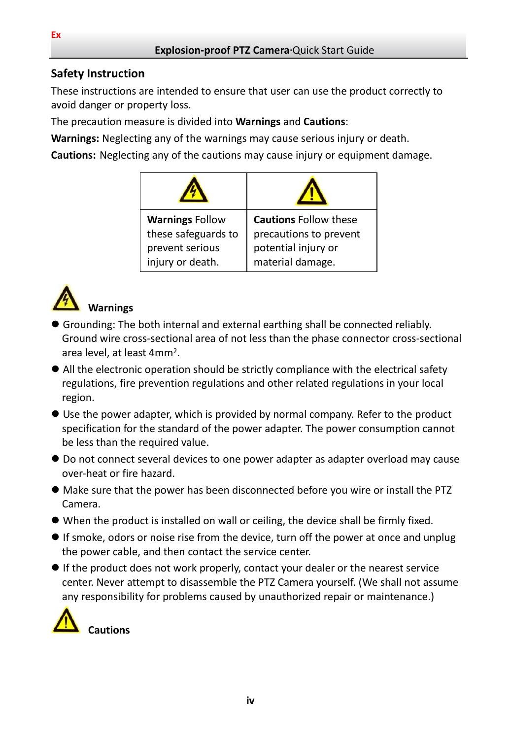## Safety Instruction

These instructions are intended to ensure that user can use the product correctly to avoid danger or property loss.

The precaution measure is divided into **Warnings** and **Cautions**:

**Warnings:** Neglecting any of the warnings may cause serious injury or death.

**Cautions:** Neglecting any of the cautions may cause injury or equipment damage.

| | |
|---|---|
| **Warnings** Follow these safeguards to prevent serious injury or death. | **Cautions** Follow these precautions to prevent potential injury or material damage. |

### Warnings

- Grounding: The both internal and external earthing shall be connected reliably. Ground wire cross-sectional area of not less than the phase connector cross-sectional area level, at least $4mm^2$.
- All the electronic operation should be strictly compliance with the electrical safety regulations, fire prevention regulations and other related regulations in your local region.
- Use the power adapter, which is provided by normal company. Refer to the product specification for the standard of the power adapter. The power consumption cannot be less than the required value.
- Do not connect several devices to one power adapter as adapter overload may cause over-heat or fire hazard.
- Make sure that the power has been disconnected before you wire or install the PTZ Camera.
- When the product is installed on wall or ceiling, the device shall be firmly fixed.
- If smoke, odors or noise rise from the device, turn off the power at once and unplug the power cable, and then contact the service center.
- If the product does not work properly, contact your dealer or the nearest service center. Never attempt to disassemble the PTZ Camera yourself. (We shall not assume any responsibility for problems caused by unauthorized repair or maintenance.)

### Cautions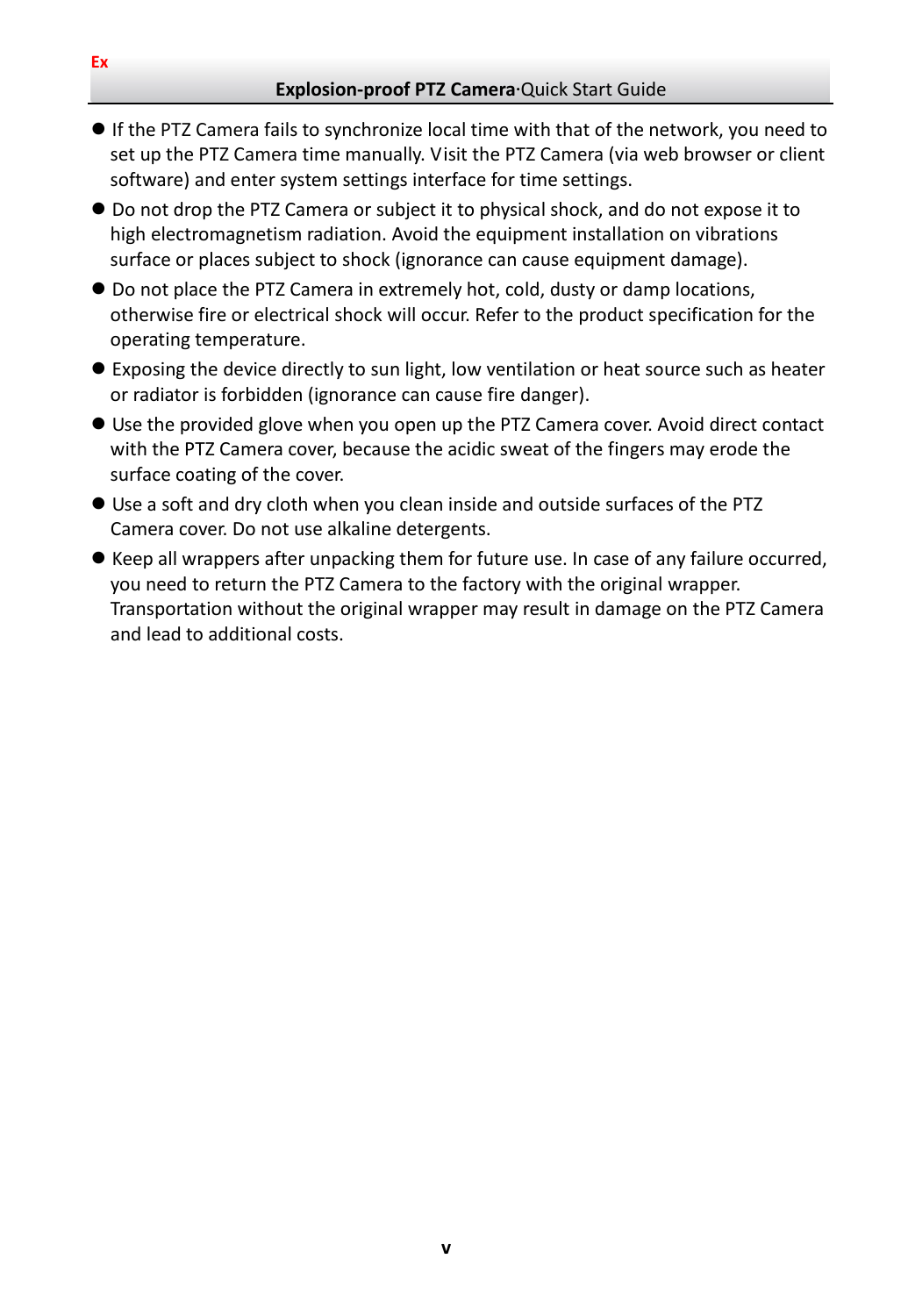- If the PTZ Camera fails to synchronize local time with that of the network, you need to set up the PTZ Camera time manually. Visit the PTZ Camera (via web browser or client software) and enter system settings interface for time settings.
- Do not drop the PTZ Camera or subject it to physical shock, and do not expose it to high electromagnetism radiation. Avoid the equipment installation on vibrations surface or places subject to shock (ignorance can cause equipment damage).
- Do not place the PTZ Camera in extremely hot, cold, dusty or damp locations, otherwise fire or electrical shock will occur. Refer to the product specification for the operating temperature.
- Exposing the device directly to sun light, low ventilation or heat source such as heater or radiator is forbidden (ignorance can cause fire danger).
- Use the provided glove when you open up the PTZ Camera cover. Avoid direct contact with the PTZ Camera cover, because the acidic sweat of the fingers may erode the surface coating of the cover.
- Use a soft and dry cloth when you clean inside and outside surfaces of the PTZ Camera cover. Do not use alkaline detergents.
- Keep all wrappers after unpacking them for future use. In case of any failure occurred, you need to return the PTZ Camera to the factory with the original wrapper. Transportation without the original wrapper may result in damage on the PTZ Camera and lead to additional costs.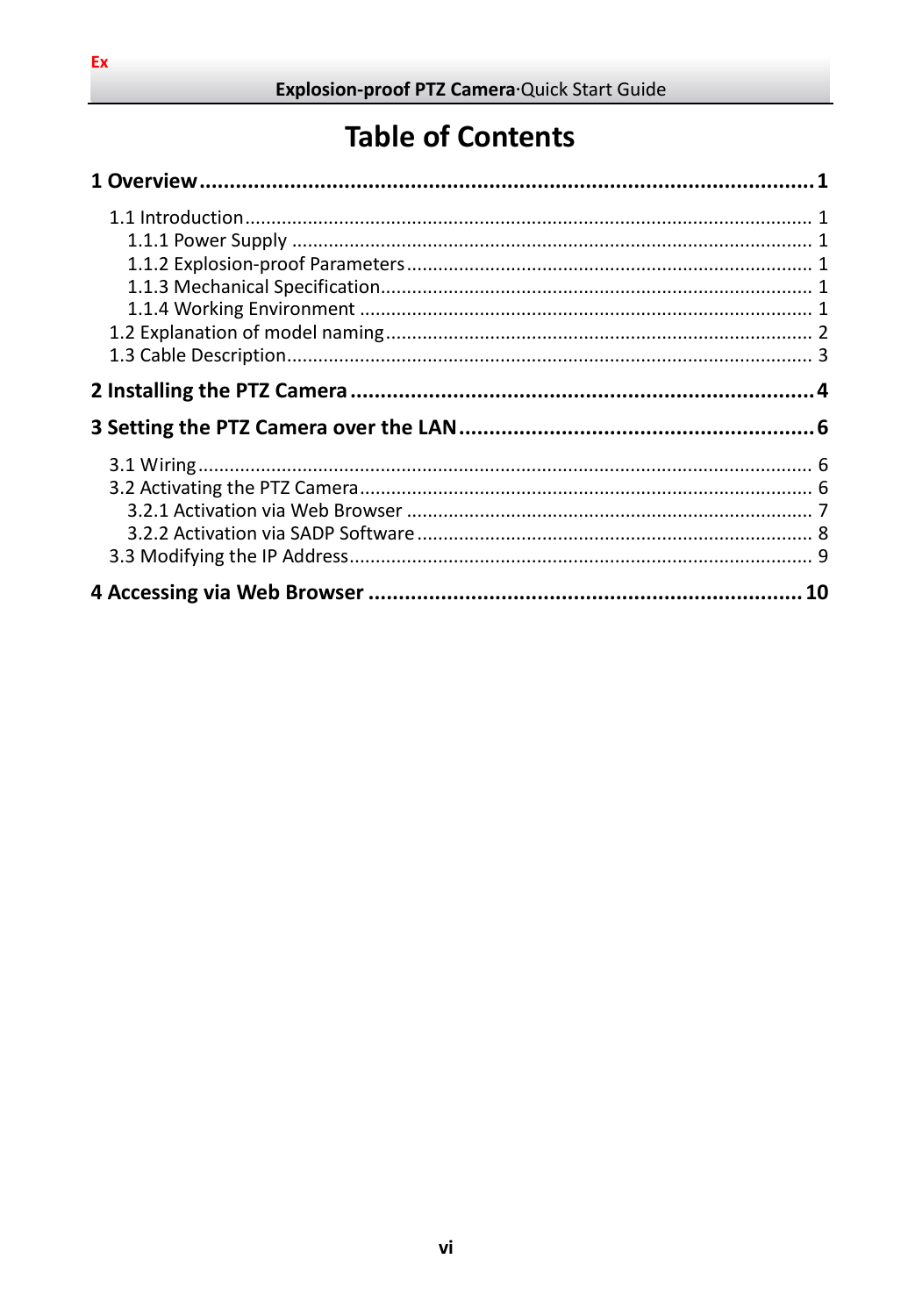# Table of Contents

**1 Overview ... 1**

- 1.1 Introduction ... 1
  - 1.1.1 Power Supply ... 1
  - 1.1.2 Explosion-proof Parameters ... 1
  - 1.1.3 Mechanical Specification ... 1
  - 1.1.4 Working Environment ... 1
- 1.2 Explanation of model naming ... 2
- 1.3 Cable Description ... 3

**2 Installing the PTZ Camera ... 4**

**3 Setting the PTZ Camera over the LAN ... 6**

- 3.1 Wiring ... 6
- 3.2 Activating the PTZ Camera ... 6
  - 3.2.1 Activation via Web Browser ... 7
  - 3.2.2 Activation via SADP Software ... 8
- 3.3 Modifying the IP Address ... 9

**4 Accessing via Web Browser ... 10**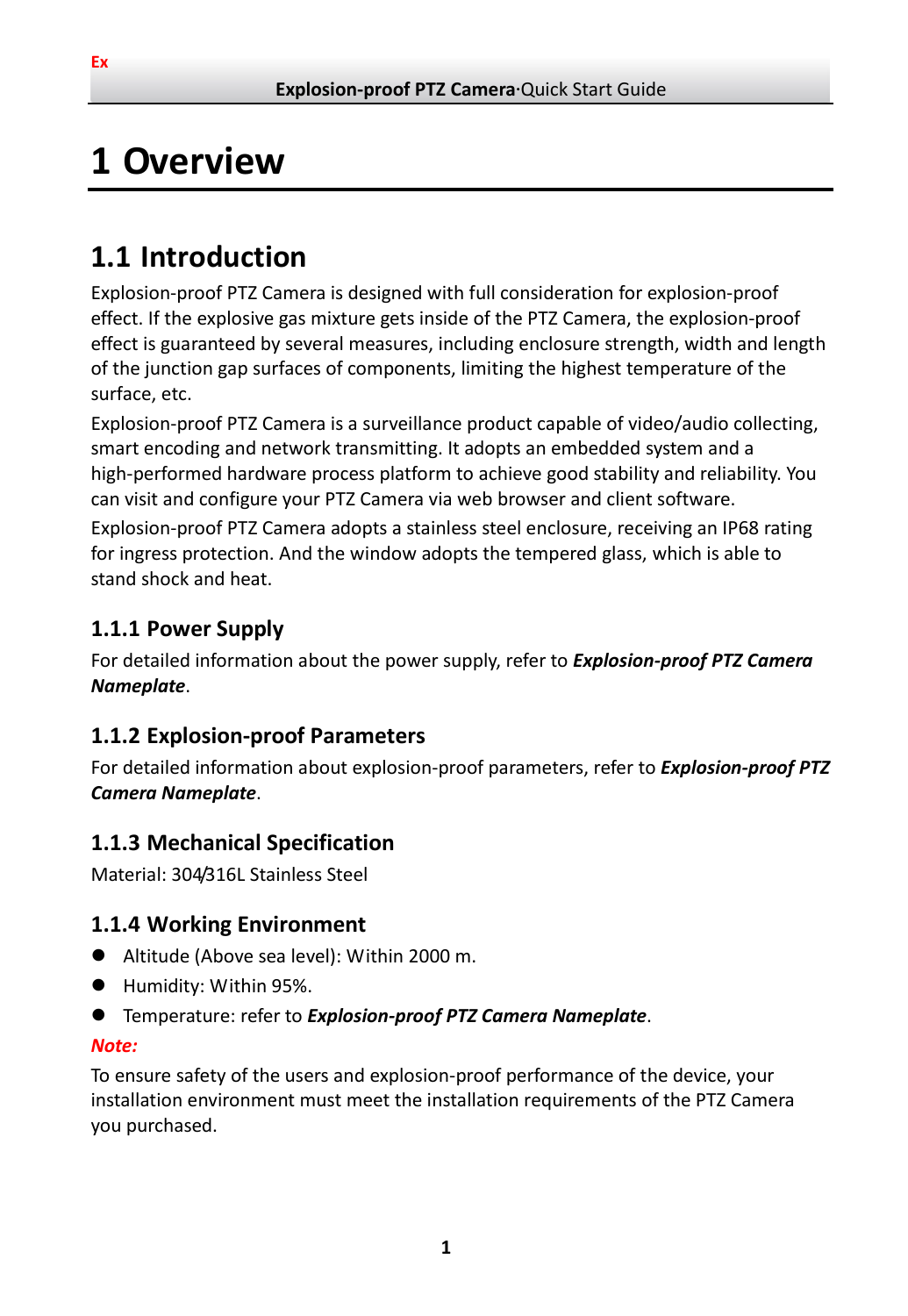# 1 Overview

## 1.1 Introduction

Explosion-proof PTZ Camera is designed with full consideration for explosion-proof effect. If the explosive gas mixture gets inside of the PTZ Camera, the explosion-proof effect is guaranteed by several measures, including enclosure strength, width and length of the junction gap surfaces of components, limiting the highest temperature of the surface, etc.

Explosion-proof PTZ Camera is a surveillance product capable of video/audio collecting, smart encoding and network transmitting. It adopts an embedded system and a high-performed hardware process platform to achieve good stability and reliability. You can visit and configure your PTZ Camera via web browser and client software.

Explosion-proof PTZ Camera adopts a stainless steel enclosure, receiving an IP68 rating for ingress protection. And the window adopts the tempered glass, which is able to stand shock and heat.

### 1.1.1 Power Supply

For detailed information about the power supply, refer to ***Explosion-proof PTZ Camera Nameplate***.

### 1.1.2 Explosion-proof Parameters

For detailed information about explosion-proof parameters, refer to ***Explosion-proof PTZ Camera Nameplate***.

### 1.1.3 Mechanical Specification

Material: 304/316L Stainless Steel

### 1.1.4 Working Environment

- Altitude (Above sea level): Within 2000 m.
- Humidity: Within 95%.
- Temperature: refer to ***Explosion-proof PTZ Camera Nameplate***.

***Note:***

To ensure safety of the users and explosion-proof performance of the device, your installation environment must meet the installation requirements of the PTZ Camera you purchased.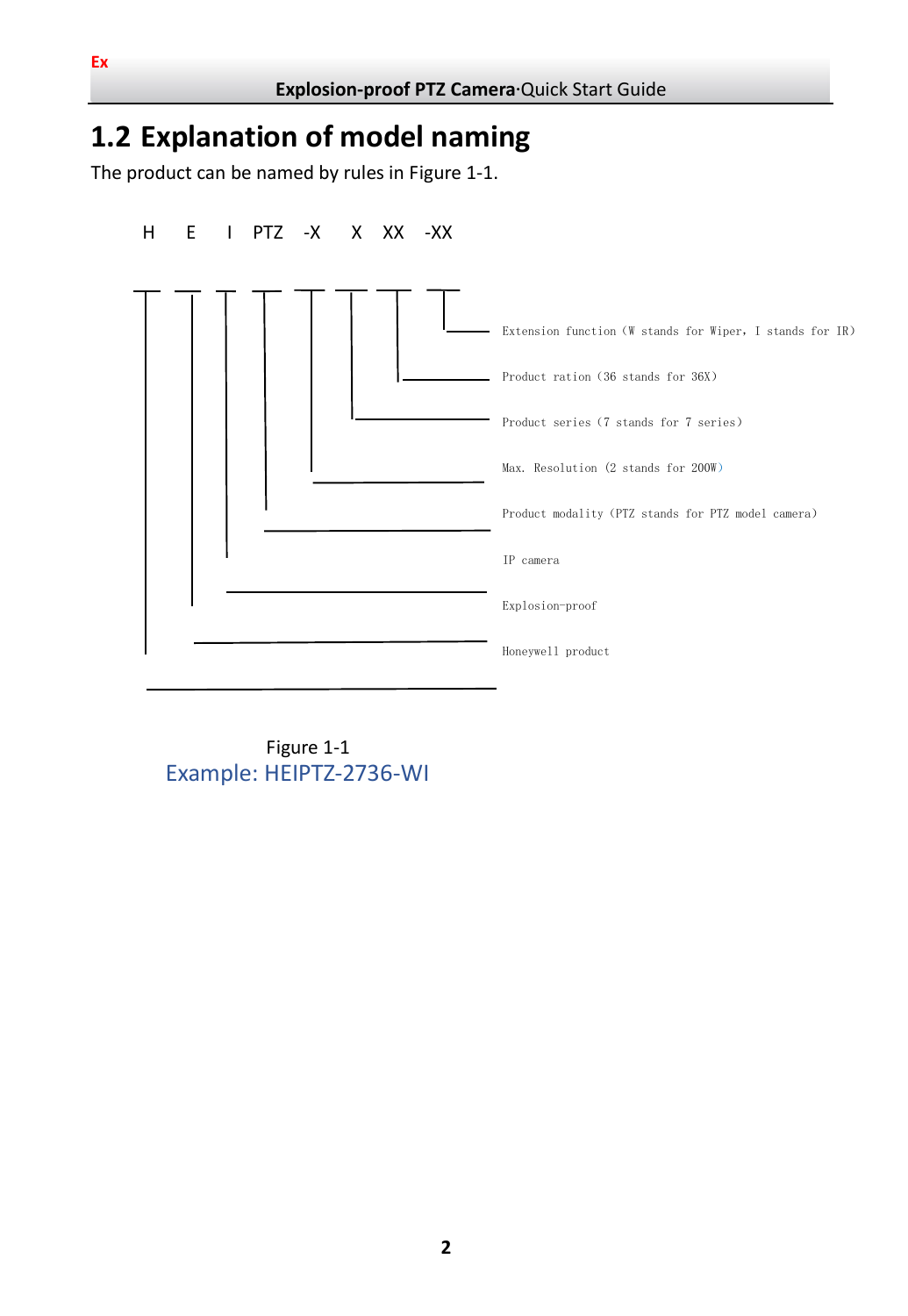## 1.2 Explanation of model naming

The product can be named by rules in Figure 1-1.

```
H    E    I   PTZ   -X    X   XX   -XX
```

- H — Honeywell product
- E — Explosion-proof
- I — IP camera
- PTZ — Product modality（PTZ stands for PTZ model camera）
- -X — Max. Resolution (2 stands for 200W)
- X — Product series（7 stands for 7 series）
- XX — Product ration（36 stands for 36X）
- -XX — Extension function（W stands for Wiper，I stands for IR）

Figure 1-1

Example: HEIPTZ-2736-WI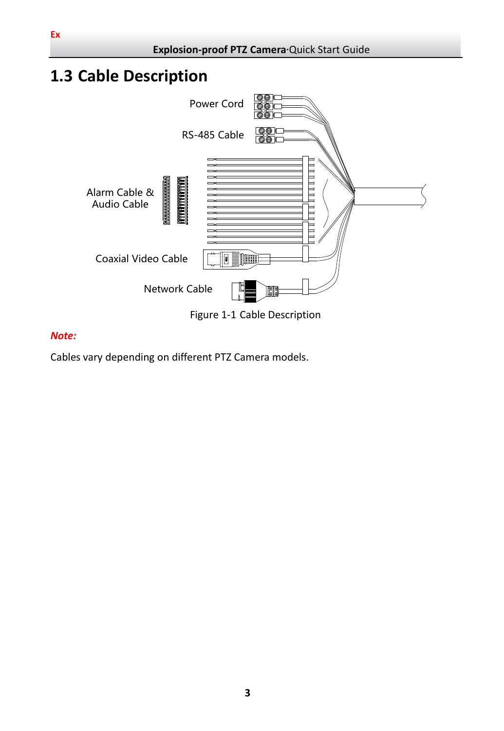## 1.3 Cable Description

Power Cord

RS-485 Cable

Alarm Cable & Audio Cable

Coaxial Video Cable

Network Cable

Figure 1-1 Cable Description

***Note:***

Cables vary depending on different PTZ Camera models.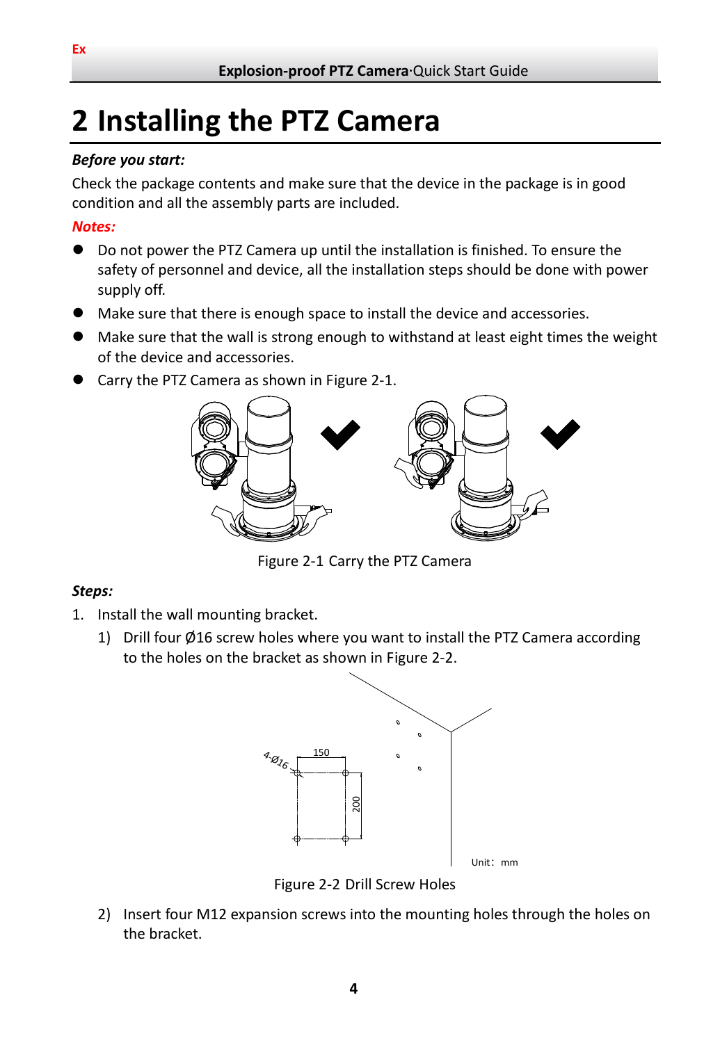# 2 Installing the PTZ Camera

***Before you start:***

Check the package contents and make sure that the device in the package is in good condition and all the assembly parts are included.

***Notes:***

- Do not power the PTZ Camera up until the installation is finished. To ensure the safety of personnel and device, all the installation steps should be done with power supply off.
- Make sure that there is enough space to install the device and accessories.
- Make sure that the wall is strong enough to withstand at least eight times the weight of the device and accessories.
- Carry the PTZ Camera as shown in Figure 2-1.

Figure 2-1 Carry the PTZ Camera

***Steps:***

1. Install the wall mounting bracket.
   1) Drill four Ø16 screw holes where you want to install the PTZ Camera according to the holes on the bracket as shown in Figure 2-2.

   Figure 2-2 Drill Screw Holes

   2) Insert four M12 expansion screws into the mounting holes through the holes on the bracket.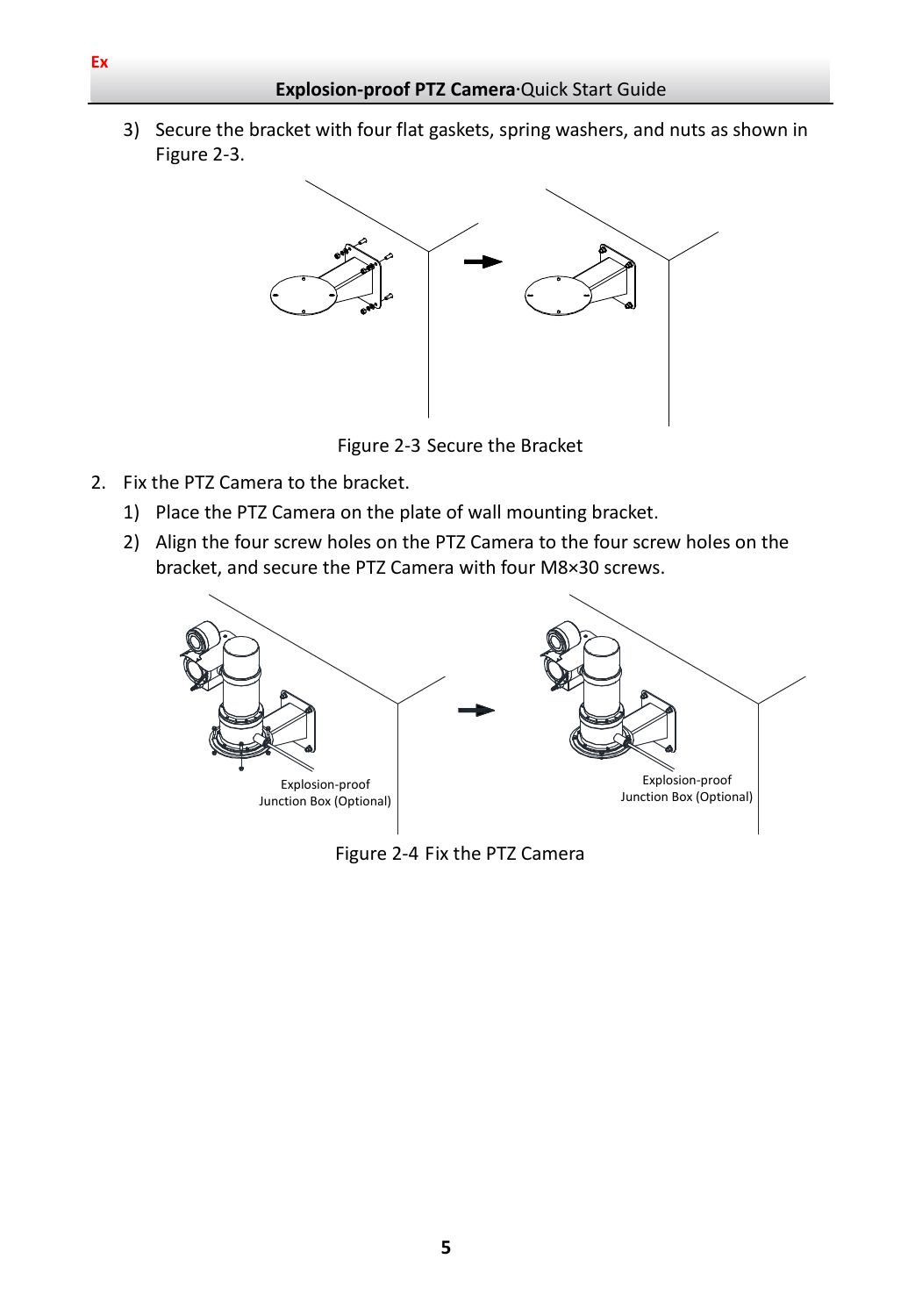3) Secure the bracket with four flat gaskets, spring washers, and nuts as shown in Figure 2-3.

Figure 2-3 Secure the Bracket

2. Fix the PTZ Camera to the bracket.
   1) Place the PTZ Camera on the plate of wall mounting bracket.
   2) Align the four screw holes on the PTZ Camera to the four screw holes on the bracket, and secure the PTZ Camera with four M8×30 screws.

Figure 2-4 Fix the PTZ Camera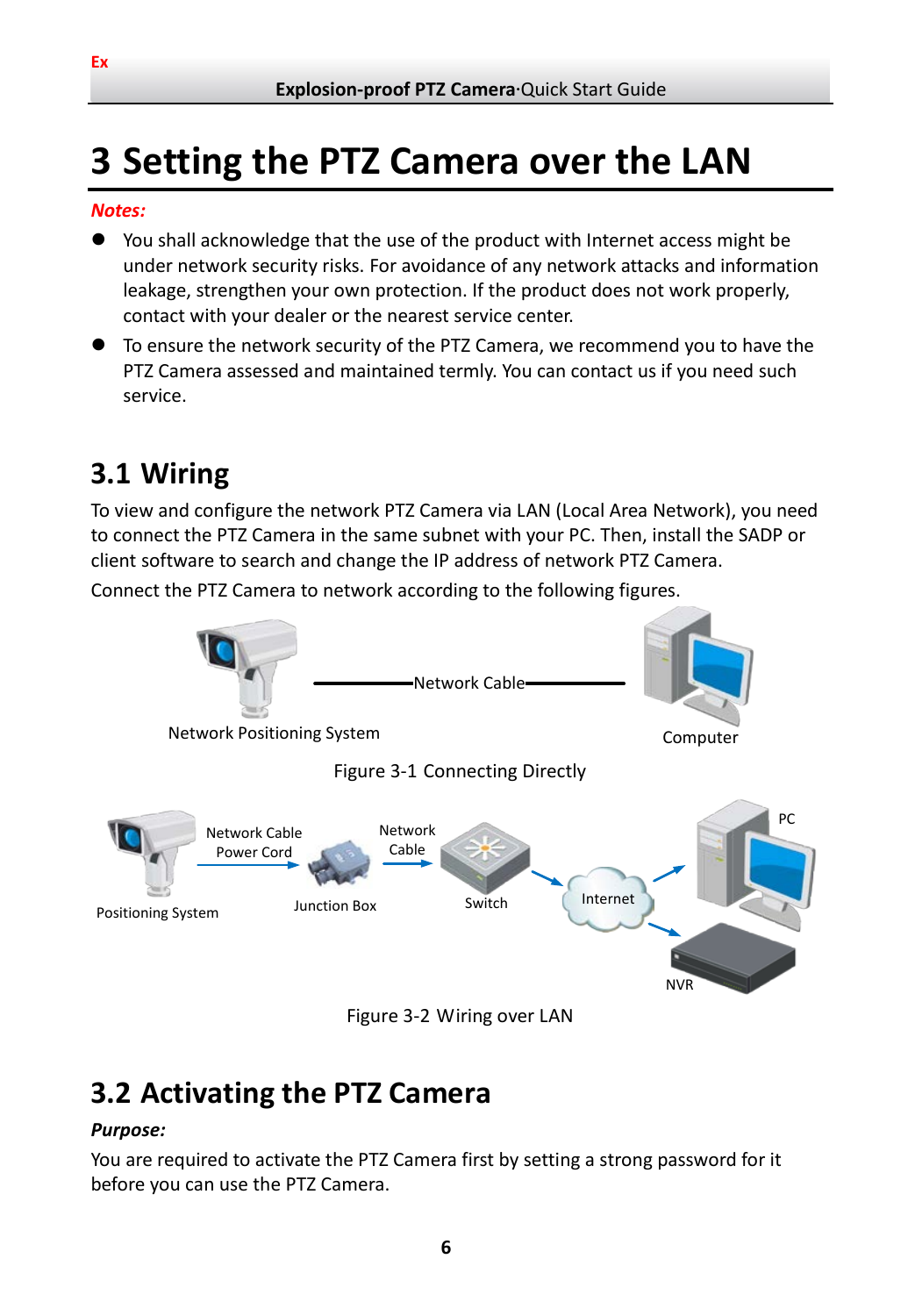# 3 Setting the PTZ Camera over the LAN

***Notes:***

- You shall acknowledge that the use of the product with Internet access might be under network security risks. For avoidance of any network attacks and information leakage, strengthen your own protection. If the product does not work properly, contact with your dealer or the nearest service center.
- To ensure the network security of the PTZ Camera, we recommend you to have the PTZ Camera assessed and maintained termly. You can contact us if you need such service.

## 3.1 Wiring

To view and configure the network PTZ Camera via LAN (Local Area Network), you need to connect the PTZ Camera in the same subnet with your PC. Then, install the SADP or client software to search and change the IP address of network PTZ Camera.

Connect the PTZ Camera to network according to the following figures.

Figure 3-1 Connecting Directly

Figure 3-2 Wiring over LAN

## 3.2 Activating the PTZ Camera

***Purpose:***

You are required to activate the PTZ Camera first by setting a strong password for it before you can use the PTZ Camera.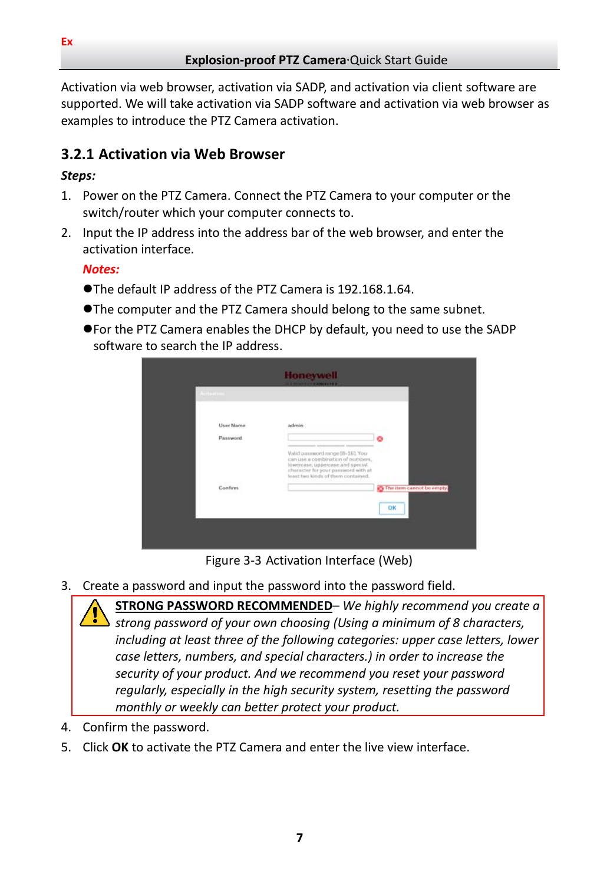Activation via web browser, activation via SADP, and activation via client software are supported. We will take activation via SADP software and activation via web browser as examples to introduce the PTZ Camera activation.

### 3.2.1 Activation via Web Browser

***Steps:***

1. Power on the PTZ Camera. Connect the PTZ Camera to your computer or the switch/router which your computer connects to.
2. Input the IP address into the address bar of the web browser, and enter the activation interface.

   ***Notes:***

   - The default IP address of the PTZ Camera is 192.168.1.64.
   - The computer and the PTZ Camera should belong to the same subnet.
   - For the PTZ Camera enables the DHCP by default, you need to use the SADP software to search the IP address.

Figure 3-3 Activation Interface (Web)

3. Create a password and input the password into the password field.

   **STRONG PASSWORD RECOMMENDED**– *We highly recommend you create a strong password of your own choosing (Using a minimum of 8 characters, including at least three of the following categories: upper case letters, lower case letters, numbers, and special characters.) in order to increase the security of your product. And we recommend you reset your password regularly, especially in the high security system, resetting the password monthly or weekly can better protect your product.*

4. Confirm the password.
5. Click **OK** to activate the PTZ Camera and enter the live view interface.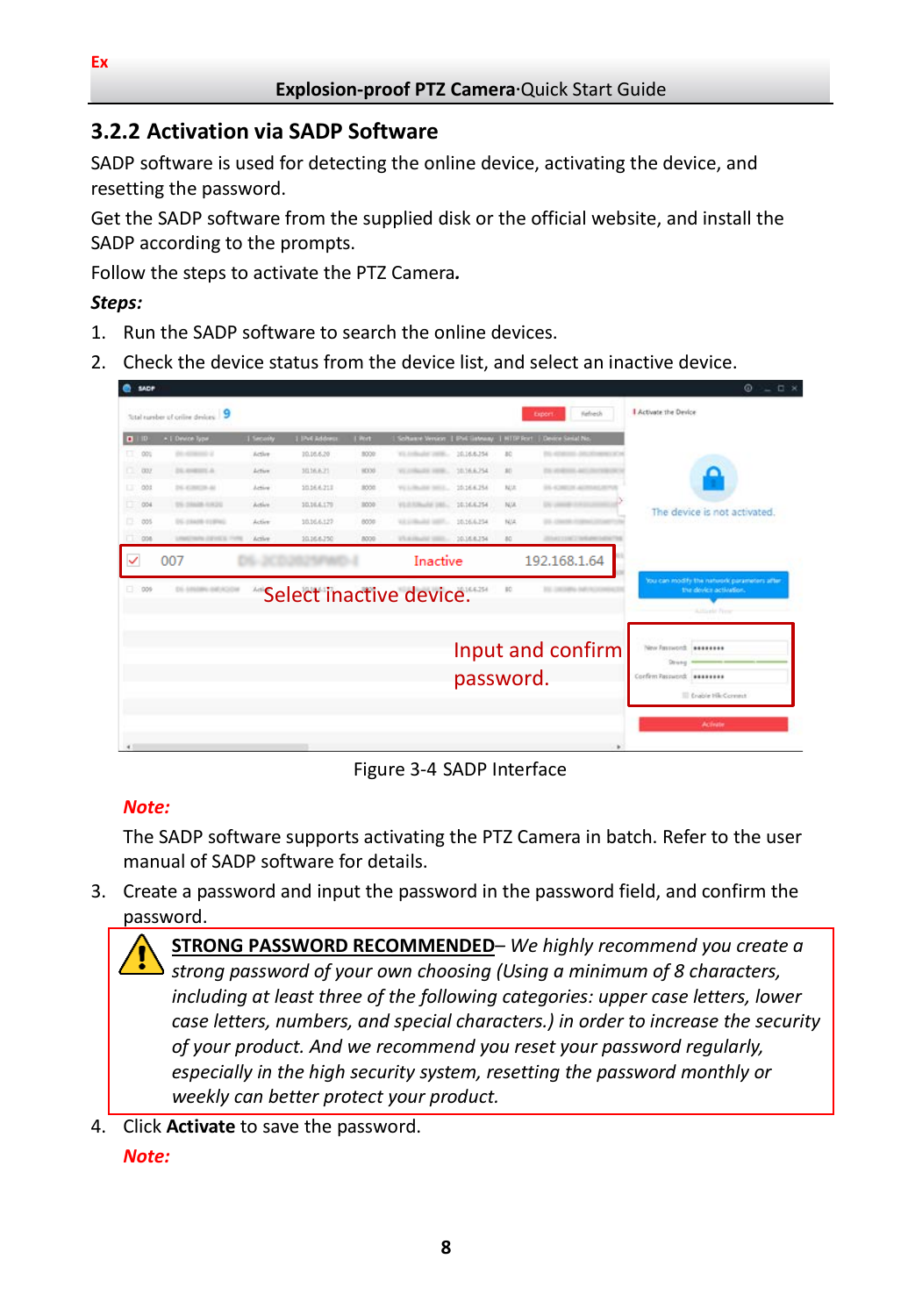### 3.2.2 Activation via SADP Software

SADP software is used for detecting the online device, activating the device, and resetting the password.

Get the SADP software from the supplied disk or the official website, and install the SADP according to the prompts.

Follow the steps to activate the PTZ Camera.

***Steps:***

1. Run the SADP software to search the online devices.
2. Check the device status from the device list, and select an inactive device.

Figure 3-4 SADP Interface

***Note:***

The SADP software supports activating the PTZ Camera in batch. Refer to the user manual of SADP software for details.

3. Create a password and input the password in the password field, and confirm the password.

**STRONG PASSWORD RECOMMENDED**– *We highly recommend you create a strong password of your own choosing (Using a minimum of 8 characters, including at least three of the following categories: upper case letters, lower case letters, numbers, and special characters.) in order to increase the security of your product. And we recommend you reset your password regularly, especially in the high security system, resetting the password monthly or weekly can better protect your product.*

4. Click **Activate** to save the password.

***Note:***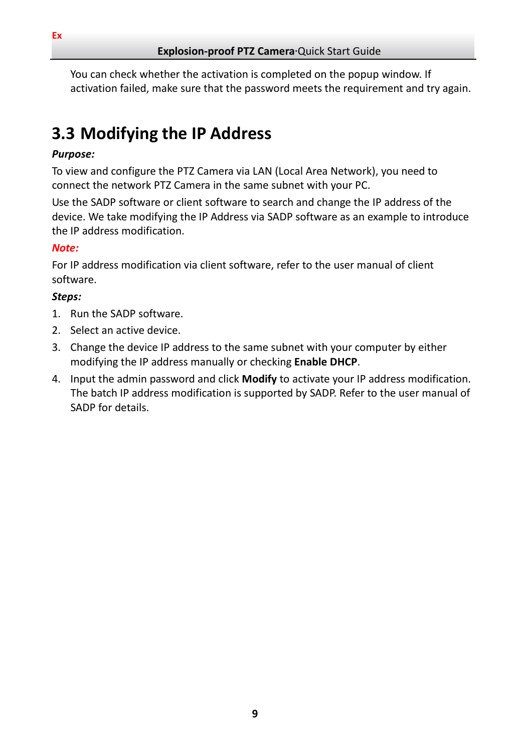You can check whether the activation is completed on the popup window. If activation failed, make sure that the password meets the requirement and try again.

## 3.3 Modifying the IP Address

***Purpose:***

To view and configure the PTZ Camera via LAN (Local Area Network), you need to connect the network PTZ Camera in the same subnet with your PC.

Use the SADP software or client software to search and change the IP address of the device. We take modifying the IP Address via SADP software as an example to introduce the IP address modification.

***Note:***

For IP address modification via client software, refer to the user manual of client software.

***Steps:***

1. Run the SADP software.
2. Select an active device.
3. Change the device IP address to the same subnet with your computer by either modifying the IP address manually or checking **Enable DHCP**.
4. Input the admin password and click **Modify** to activate your IP address modification. The batch IP address modification is supported by SADP. Refer to the user manual of SADP for details.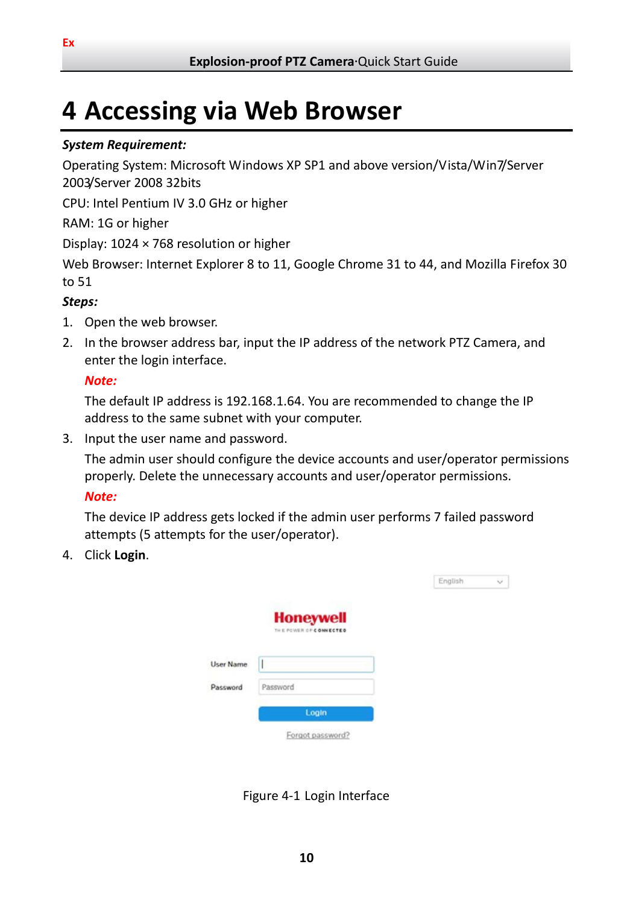# 4 Accessing via Web Browser

***System Requirement:***

Operating System: Microsoft Windows XP SP1 and above version/Vista/Win7/Server 2003/Server 2008 32bits

CPU: Intel Pentium IV 3.0 GHz or higher

RAM: 1G or higher

Display: 1024 × 768 resolution or higher

Web Browser: Internet Explorer 8 to 11, Google Chrome 31 to 44, and Mozilla Firefox 30 to 51

***Steps:***

1. Open the web browser.
2. In the browser address bar, input the IP address of the network PTZ Camera, and enter the login interface.

   ***Note:***

   The default IP address is 192.168.1.64. You are recommended to change the IP address to the same subnet with your computer.
3. Input the user name and password.

   The admin user should configure the device accounts and user/operator permissions properly. Delete the unnecessary accounts and user/operator permissions.

   ***Note:***

   The device IP address gets locked if the admin user performs 7 failed password attempts (5 attempts for the user/operator).
4. Click **Login**.

Figure 4-1 Login Interface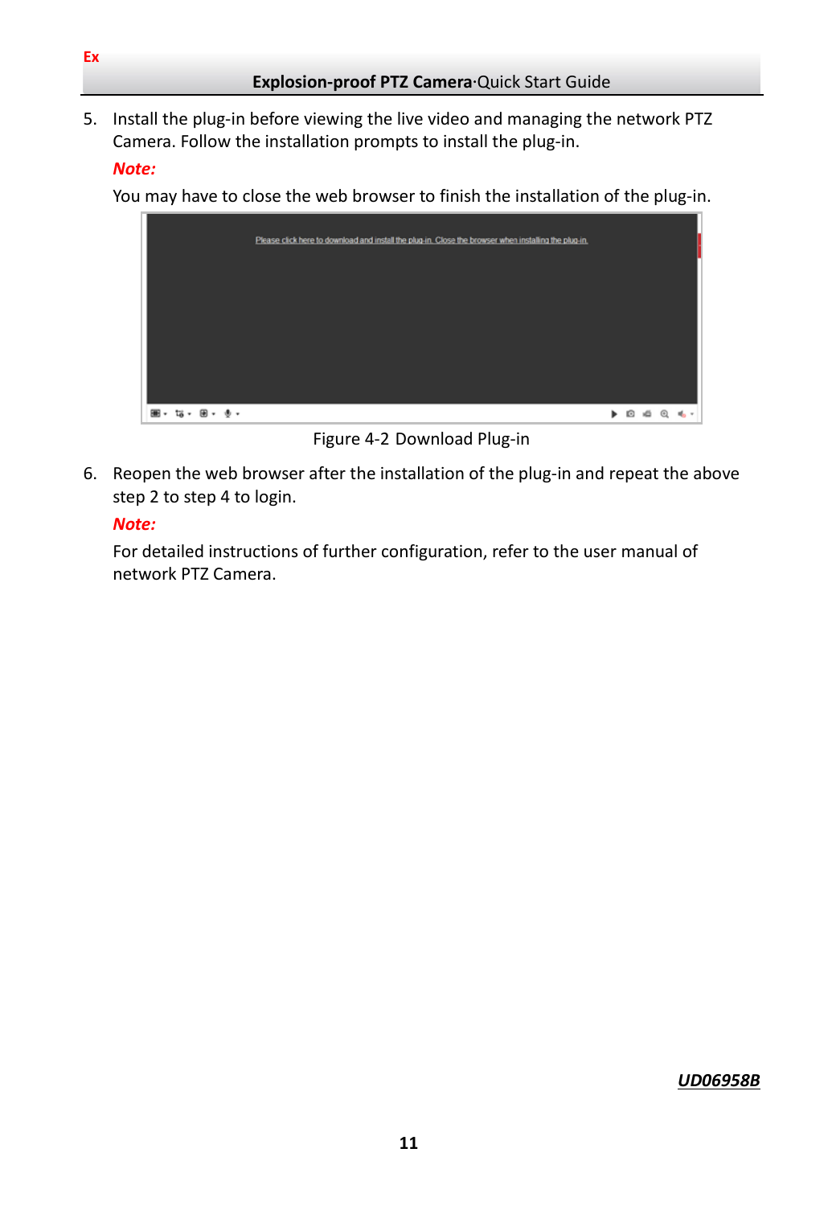5. Install the plug-in before viewing the live video and managing the network PTZ Camera. Follow the installation prompts to install the plug-in.

   ***Note:***

   You may have to close the web browser to finish the installation of the plug-in.

   Please click here to download and install the plug-in. Close the browser when installing the plug-in.

   Figure 4-2 Download Plug-in

6. Reopen the web browser after the installation of the plug-in and repeat the above step 2 to step 4 to login.

   ***Note:***

   For detailed instructions of further configuration, refer to the user manual of network PTZ Camera.

***UD06958B***